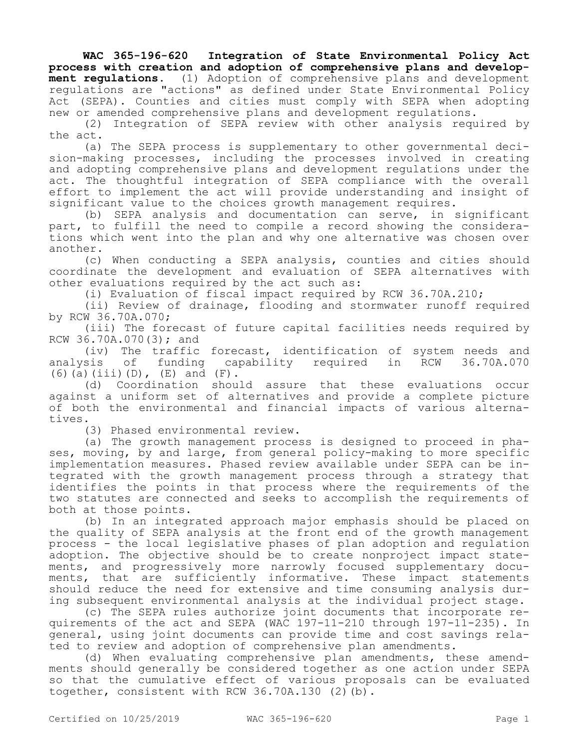**WAC 365-196-620 Integration of State Environmental Policy Act process with creation and adoption of comprehensive plans and development regulations.** (1) Adoption of comprehensive plans and development regulations are "actions" as defined under State Environmental Policy Act (SEPA). Counties and cities must comply with SEPA when adopting new or amended comprehensive plans and development regulations.

(2) Integration of SEPA review with other analysis required by the act.

(a) The SEPA process is supplementary to other governmental decision-making processes, including the processes involved in creating and adopting comprehensive plans and development regulations under the act. The thoughtful integration of SEPA compliance with the overall effort to implement the act will provide understanding and insight of significant value to the choices growth management requires.

(b) SEPA analysis and documentation can serve, in significant part, to fulfill the need to compile a record showing the considerations which went into the plan and why one alternative was chosen over another.

(c) When conducting a SEPA analysis, counties and cities should coordinate the development and evaluation of SEPA alternatives with other evaluations required by the act such as:

(i) Evaluation of fiscal impact required by RCW 36.70A.210;

(ii) Review of drainage, flooding and stormwater runoff required by RCW 36.70A.070;

(iii) The forecast of future capital facilities needs required by RCW 36.70A.070(3); and

(iv) The traffic forecast, identification of system needs and analysis of funding capability required in RCW 36.70A.070 (6)(a)(iii)(D), (E) and (F).

(d) Coordination should assure that these evaluations occur against a uniform set of alternatives and provide a complete picture of both the environmental and financial impacts of various alternatives.

(3) Phased environmental review.

(a) The growth management process is designed to proceed in phases, moving, by and large, from general policy-making to more specific implementation measures. Phased review available under SEPA can be integrated with the growth management process through a strategy that identifies the points in that process where the requirements of the two statutes are connected and seeks to accomplish the requirements of both at those points.

(b) In an integrated approach major emphasis should be placed on the quality of SEPA analysis at the front end of the growth management process - the local legislative phases of plan adoption and regulation adoption. The objective should be to create nonproject impact statements, and progressively more narrowly focused supplementary documents, that are sufficiently informative. These impact statements should reduce the need for extensive and time consuming analysis during subsequent environmental analysis at the individual project stage.

(c) The SEPA rules authorize joint documents that incorporate requirements of the act and SEPA (WAC 197-11-210 through 197-11-235). In general, using joint documents can provide time and cost savings related to review and adoption of comprehensive plan amendments.

(d) When evaluating comprehensive plan amendments, these amendments should generally be considered together as one action under SEPA so that the cumulative effect of various proposals can be evaluated together, consistent with RCW 36.70A.130 (2)(b).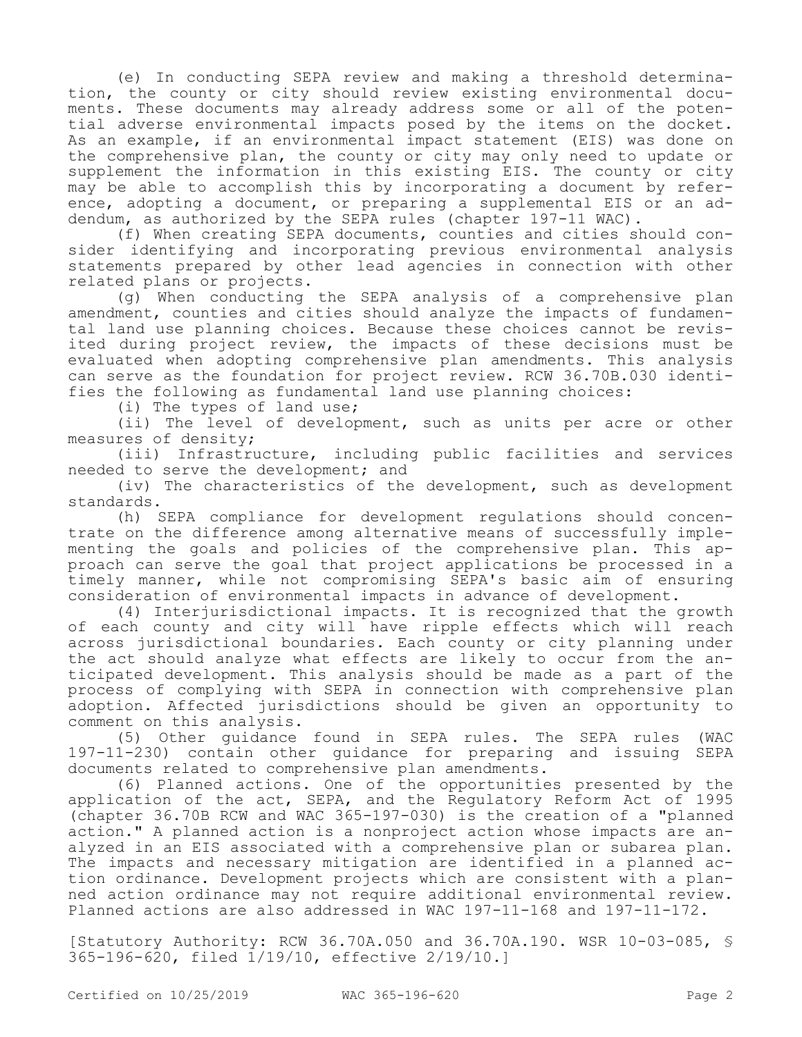(e) In conducting SEPA review and making a threshold determination, the county or city should review existing environmental documents. These documents may already address some or all of the potential adverse environmental impacts posed by the items on the docket. As an example, if an environmental impact statement (EIS) was done on the comprehensive plan, the county or city may only need to update or supplement the information in this existing EIS. The county or city may be able to accomplish this by incorporating a document by reference, adopting a document, or preparing a supplemental EIS or an addendum, as authorized by the SEPA rules (chapter 197-11 WAC).

(f) When creating SEPA documents, counties and cities should consider identifying and incorporating previous environmental analysis statements prepared by other lead agencies in connection with other related plans or projects.

(g) When conducting the SEPA analysis of a comprehensive plan amendment, counties and cities should analyze the impacts of fundamental land use planning choices. Because these choices cannot be revisited during project review, the impacts of these decisions must be evaluated when adopting comprehensive plan amendments. This analysis can serve as the foundation for project review. RCW 36.70B.030 identifies the following as fundamental land use planning choices:

(i) The types of land use;

(ii) The level of development, such as units per acre or other measures of density;

(iii) Infrastructure, including public facilities and services needed to serve the development; and

(iv) The characteristics of the development, such as development standards.

(h) SEPA compliance for development regulations should concentrate on the difference among alternative means of successfully implementing the goals and policies of the comprehensive plan. This approach can serve the goal that project applications be processed in a timely manner, while not compromising SEPA's basic aim of ensuring consideration of environmental impacts in advance of development.

(4) Interjurisdictional impacts. It is recognized that the growth of each county and city will have ripple effects which will reach across jurisdictional boundaries. Each county or city planning under the act should analyze what effects are likely to occur from the anticipated development. This analysis should be made as a part of the process of complying with SEPA in connection with comprehensive plan adoption. Affected jurisdictions should be given an opportunity to comment on this analysis.

(5) Other guidance found in SEPA rules. The SEPA rules (WAC 197-11-230) contain other guidance for preparing and issuing SEPA documents related to comprehensive plan amendments.

(6) Planned actions. One of the opportunities presented by the application of the act, SEPA, and the Regulatory Reform Act of 1995 (chapter 36.70B RCW and WAC 365-197-030) is the creation of a "planned action." A planned action is a nonproject action whose impacts are analyzed in an EIS associated with a comprehensive plan or subarea plan. The impacts and necessary mitigation are identified in a planned action ordinance. Development projects which are consistent with a planned action ordinance may not require additional environmental review. Planned actions are also addressed in WAC 197-11-168 and 197-11-172.

[Statutory Authority: RCW 36.70A.050 and 36.70A.190. WSR 10-03-085, § 365-196-620, filed 1/19/10, effective 2/19/10.]